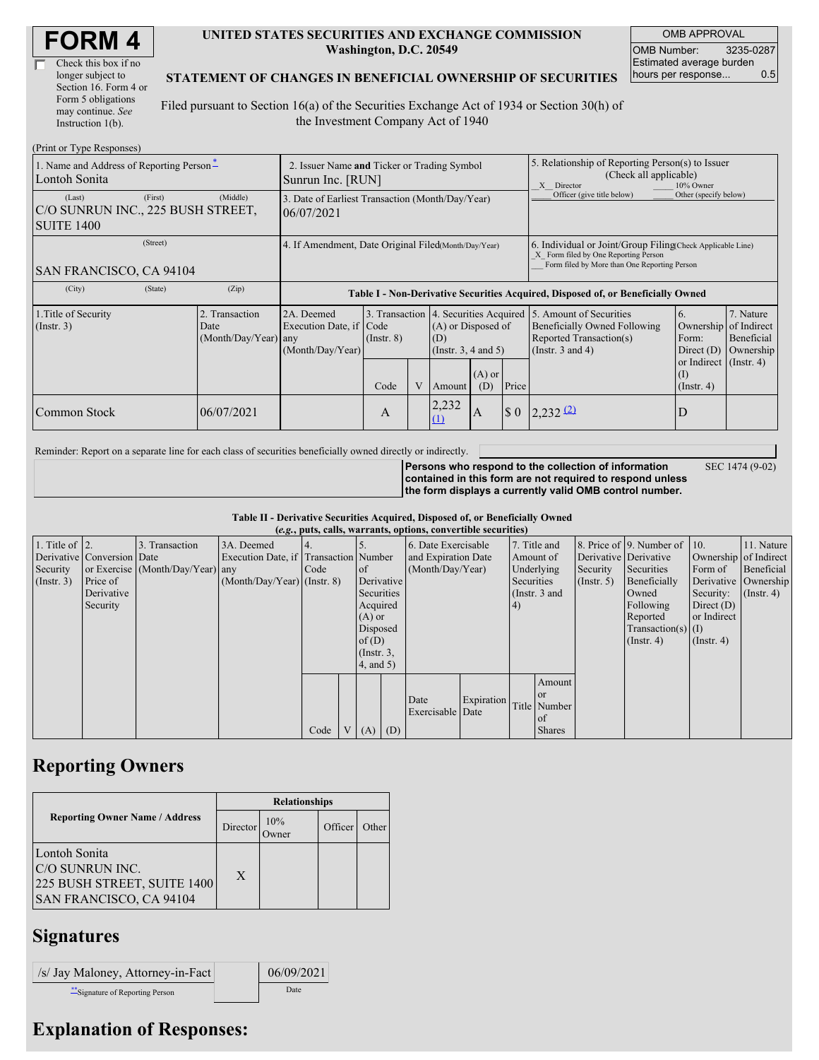# FORM 4

☐ Check this box if no longer subject to Section 16. Form 4 or Form 5 obligations may continue. *See* Instruction 1(b).

**UNITED STATES SECURITIES AND EXCHANGE COMMISSION**
**Washington, D.C. 20549**

**STATEMENT OF CHANGES IN BENEFICIAL OWNERSHIP OF SECURITIES**

Filed pursuant to Section 16(a) of the Securities Exchange Act of 1934 or Section 30(h) of the Investment Company Act of 1940

| OMB APPROVAL | |
|---|---|
| OMB Number: | 3235-0287 |
| Estimated average burden hours per response... | 0.5 |

(Print or Type Responses)

| 1. Name and Address of Reporting Person * | 2. Issuer Name and Ticker or Trading Symbol | 5. Relationship of Reporting Person(s) to Issuer (Check all applicable) |
|---|---|---|
| Lontoh Sonita | Sunrun Inc. [RUN] | _X_ Director ___ 10% Owner ___ Officer (give title below) ___ Other (specify below) |
| (Last) (First) (Middle) C/O SUNRUN INC., 225 BUSH STREET, SUITE 1400 | 3. Date of Earliest Transaction (Month/Day/Year) 06/07/2021 | |
| (Street) SAN FRANCISCO, CA 94104 | 4. If Amendment, Date Original Filed (Month/Day/Year) | 6. Individual or Joint/Group Filing (Check Applicable Line) _X_ Form filed by One Reporting Person ___ Form filed by More than One Reporting Person |
| (City) (State) (Zip) | | |

**Table I - Non-Derivative Securities Acquired, Disposed of, or Beneficially Owned**

| 1.Title of Security (Instr. 3) | 2. Transaction Date (Month/Day/Year) | 2A. Deemed Execution Date, if any (Month/Day/Year) | 3. Transaction Code (Instr. 8) | | 4. Securities Acquired (A) or Disposed of (D) (Instr. 3, 4 and 5) | | | 5. Amount of Securities Beneficially Owned Following Reported Transaction(s) (Instr. 3 and 4) | 6. Ownership Form: Direct (D) or Indirect (I) (Instr. 4) | 7. Nature of Indirect Beneficial Ownership (Instr. 4) |
|---|---|---|---|---|---|---|---|---|---|---|
| | | | Code | V | Amount | (A) or (D) | Price | | | |
| Common Stock | 06/07/2021 | | A | | 2,232 (1) | A | $ 0 | 2,232 (2) | D | |

Reminder: Report on a separate line for each class of securities beneficially owned directly or indirectly.

**Persons who respond to the collection of information contained in this form are not required to respond unless the form displays a currently valid OMB control number.** SEC 1474 (9-02)

**Table II - Derivative Securities Acquired, Disposed of, or Beneficially Owned**
**(*e.g.*, puts, calls, warrants, options, convertible securities)**

| 1. Title of Derivative Security (Instr. 3) | 2. Conversion or Exercise Price of Derivative Security | 3. Transaction Date (Month/Day/Year) | 3A. Deemed Execution Date, if any (Month/Day/Year) | 4. Transaction Code (Instr. 8) | | 5. Number of Derivative Securities Acquired (A) or Disposed of (D) (Instr. 3, 4, and 5) | | 6. Date Exercisable and Expiration Date (Month/Day/Year) | | 7. Title and Amount of Underlying Securities (Instr. 3 and 4) | | 8. Price of Derivative Security (Instr. 5) | 9. Number of Derivative Securities Beneficially Owned Following Reported Transaction(s) (Instr. 4) | 10. Ownership Form of Derivative Security: Direct (D) or Indirect (I) (Instr. 4) | 11. Nature of Indirect Beneficial Ownership (Instr. 4) |
|---|---|---|---|---|---|---|---|---|---|---|---|---|---|---|---|
| | | | | Code | V | (A) | (D) | Date Exercisable | Expiration Date | Title | Amount or Number of Shares | | | | |

## Reporting Owners

| Reporting Owner Name / Address | Relationships | | | |
|---|---|---|---|---|
| | Director | 10% Owner | Officer | Other |
| Lontoh Sonita C/O SUNRUN INC. 225 BUSH STREET, SUITE 1400 SAN FRANCISCO, CA 94104 | X | | | |

## Signatures

| /s/ Jay Maloney, Attorney-in-Fact | | 06/09/2021 |
|---|---|---|
| **Signature of Reporting Person | | Date |

## Explanation of Responses: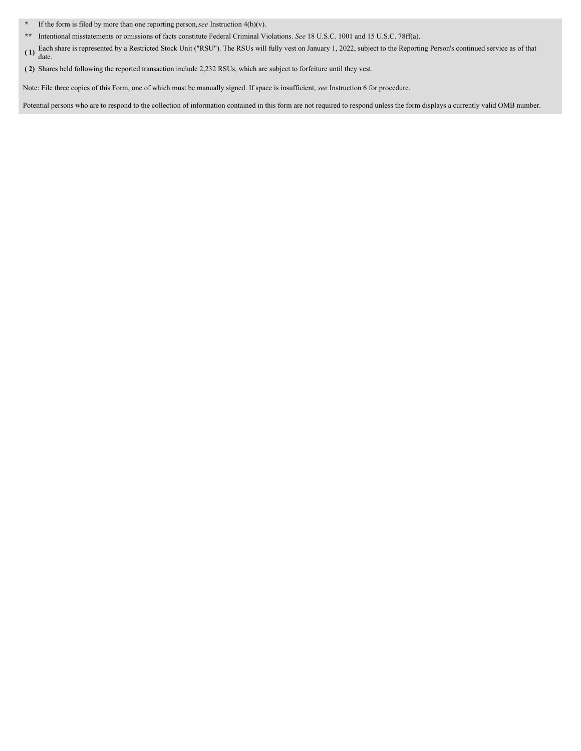\* If the form is filed by more than one reporting person, *see* Instruction 4(b)(v).

\*\* Intentional misstatements or omissions of facts constitute Federal Criminal Violations. *See* 18 U.S.C. 1001 and 15 U.S.C. 78ff(a).

**( 1)** Each share is represented by a Restricted Stock Unit ("RSU"). The RSUs will fully vest on January 1, 2022, subject to the Reporting Person's continued service as of that date.

**( 2)** Shares held following the reported transaction include 2,232 RSUs, which are subject to forfeiture until they vest.

Note: File three copies of this Form, one of which must be manually signed. If space is insufficient, *see* Instruction 6 for procedure.

Potential persons who are to respond to the collection of information contained in this form are not required to respond unless the form displays a currently valid OMB number.